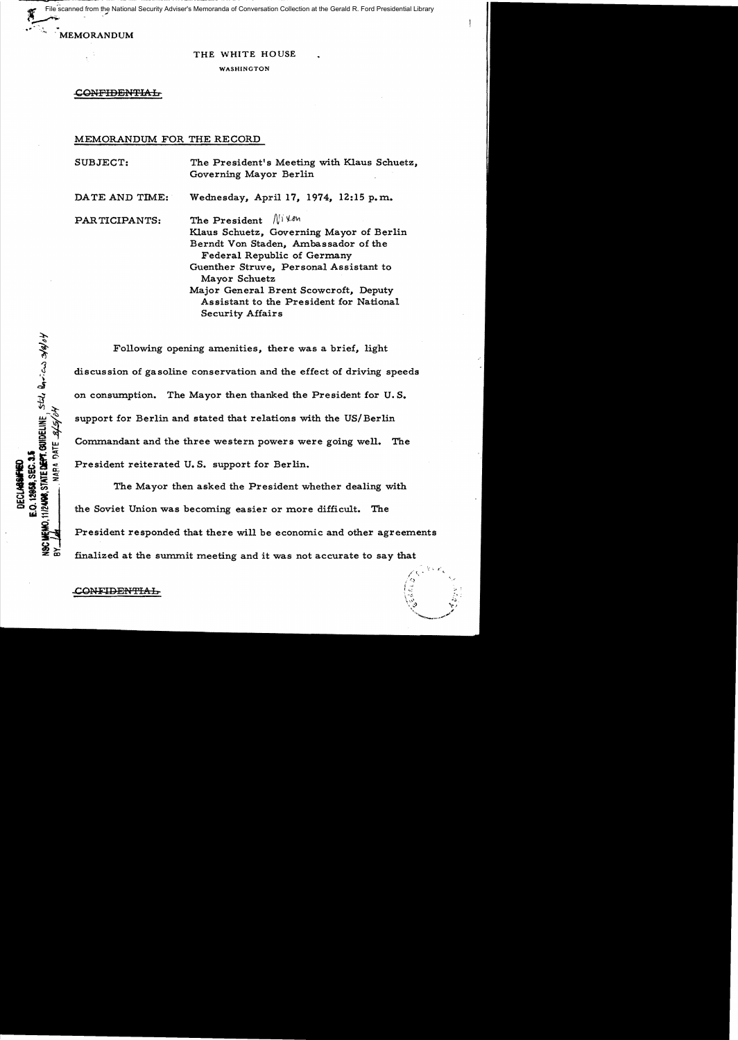File scanned from the National Security Adviser's Memoranda of Conversation Collection at the Gerald R. Ford Presidential Library

MEMORANDUM

THE WHITE HOUSE

WASHINGTON

~~CONFIDENTIAL~~

MEMORANDUM FOR THE RECORD

SUBJECT: The President's Meeting with Klaus Schuetz, Governing Mayor Berlin

DATE AND TIME: Wednesday, April 17, 1974, 12:15 p.m.

PARTICIPANTS: The President Nixon
Klaus Schuetz, Governing Mayor of Berlin
Berndt Von Staden, Ambassador of the Federal Republic of Germany
Guenther Struve, Personal Assistant to Mayor Schuetz
Major General Brent Scowcroft, Deputy Assistant to the President for National Security Affairs

DECLASSIFIED
E.O. 12958, SEC. 3.5
NSC MEMO, 11/24/98, STATE DEPT. GUIDELINE
BY ___ NARA DATE

Following opening amenities, there was a brief, light discussion of gasoline conservation and the effect of driving speeds on consumption. The Mayor then thanked the President for U.S. support for Berlin and stated that relations with the US/Berlin Commandant and the three western powers were going well. The President reiterated U.S. support for Berlin.

The Mayor then asked the President whether dealing with the Soviet Union was becoming easier or more difficult. The President responded that there will be economic and other agreements finalized at the summit meeting and it was not accurate to say that

~~CONFIDENTIAL~~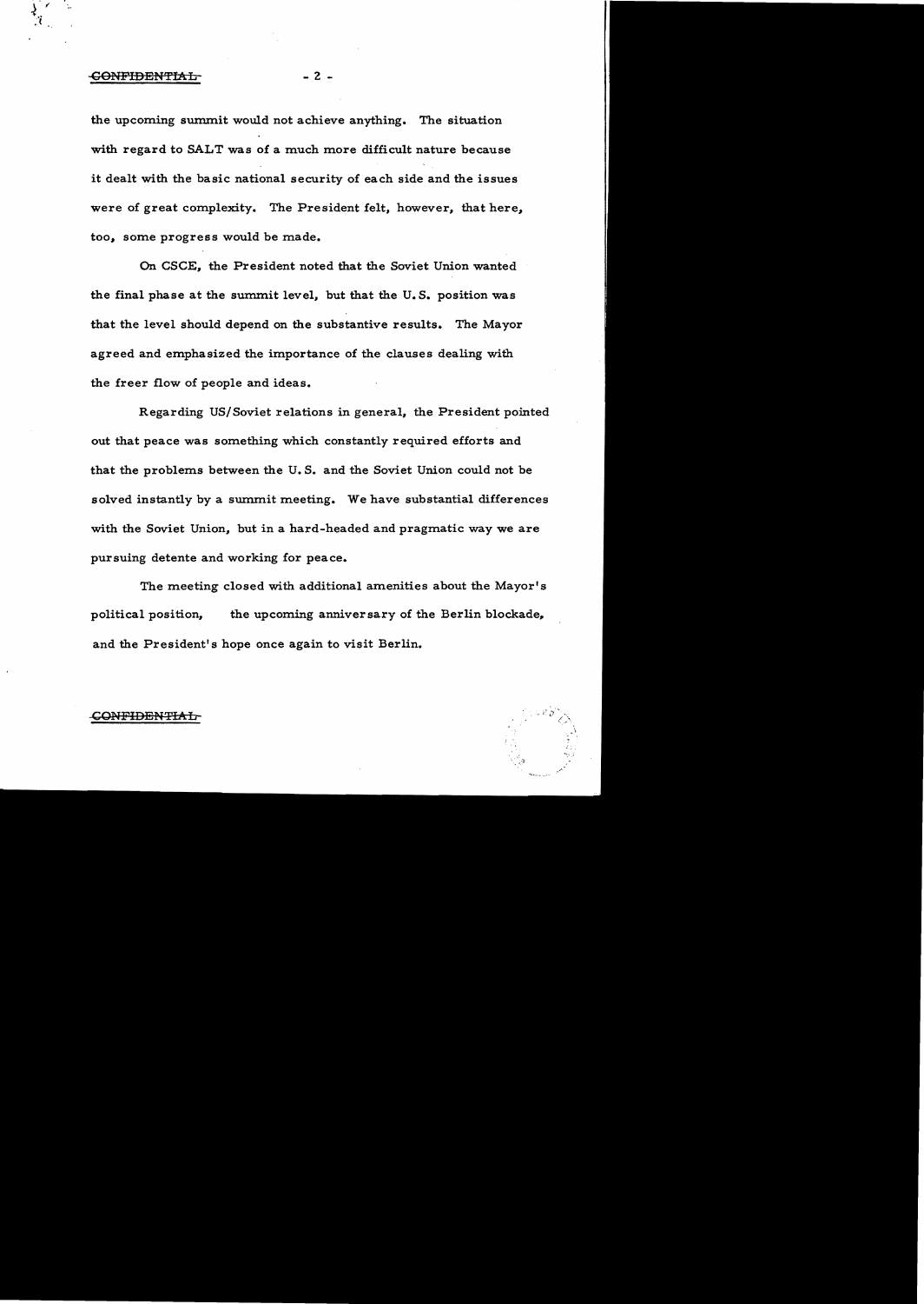the upcoming summit would not achieve anything. The situation with regard to SALT was of a much more difficult nature because it dealt with the basic national security of each side and the issues were of great complexity. The President felt, however, that here, too, some progress would be made.

On CSCE, the President noted that the Soviet Union wanted the final phase at the summit level, but that the U.S. position was that the level should depend on the substantive results. The Mayor agreed and emphasized the importance of the clauses dealing with the freer flow of people and ideas.

Regarding US/Soviet relations in general, the President pointed out that peace was something which constantly required efforts and that the problems between the U.S. and the Soviet Union could not be solved instantly by a summit meeting. We have substantial differences with the Soviet Union, but in a hard-headed and pragmatic way we are pursuing detente and working for peace.

The meeting closed with additional amenities about the Mayor's political position, the upcoming anniversary of the Berlin blockade, and the President's hope once again to visit Berlin.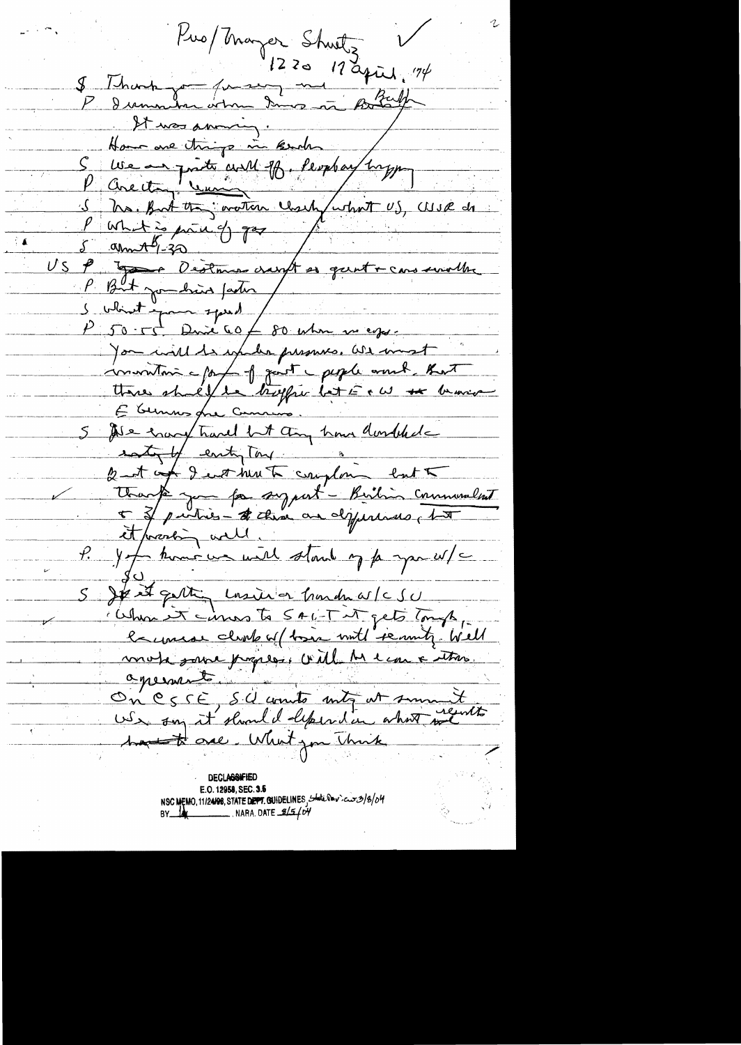Pres/Thurgood Shultz
1220 17 April, '74

S Thank you for saying me
P I remember when I was in Bath
It was amazing.
How are things in Sweden
S We are quite well off. Perhaps happy
P Are they [illegible]
S No. But they [illegible] worry what US, USSR do
P What is price of gas
S About 1.30
US P [illegible] Oestmann doesn't so quiet + cars smaller
P But you drive faster
S What your speed
P 50-55. Drive 60 — 80 when no cops.
You will be under pressure. We must maintain a part of [illegible] people [illegible]. But there should be traffic but E & W [illegible]
E Germans are [illegible]
S We [illegible] [illegible] but they have doubled [illegible] [illegible] [illegible]
[illegible] I [illegible] not here to complain but to thank you for support — Britain Communist + 3 parties — there are differences, but it [illegible] well.
P. You know we will stand up for you w/c
SU
S It is getting easier [illegible] w/c SU
When it comes to SALT it gets tough,
[illegible] [illegible] w/ [illegible] until security. Will make some progress. Will be [illegible] + [illegible] agreement.
On CSCE, SU wants mtg at summit
We say it should depend on what results that are. What you think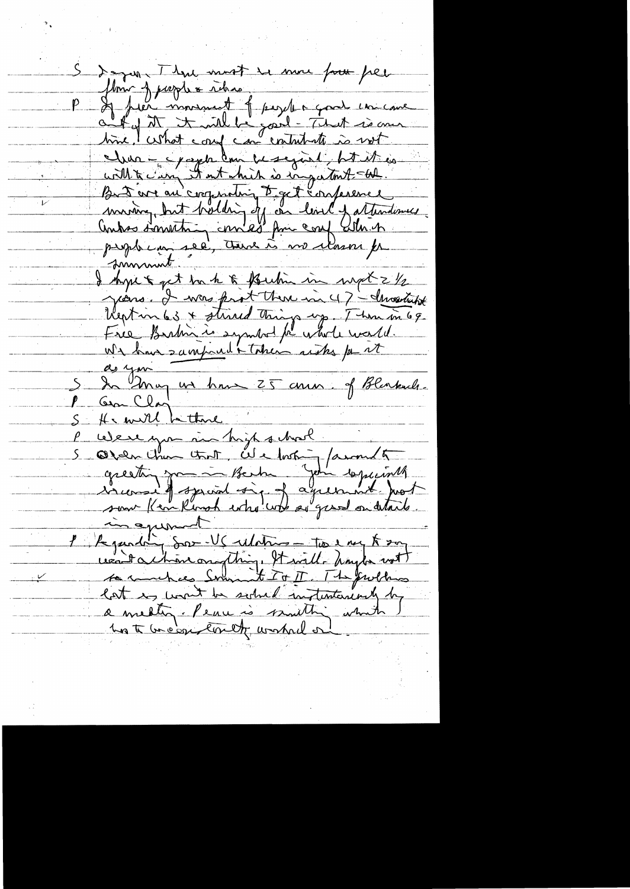S Agree. There must be more free flow of people & ideas.

P If free movement of people & good can come out of it it will be good – That is our line. What conf can contribute is not clear – people can be signed, but it is will to carry it out which is important – etc. But we are cooperating to get conference moving, but holding off on level of attendance. Unless something comes from conf which people can see, there is no reason for summit.

I hope to get back to Berlin in next 2 1/2 years. I was first there in 47 – Investment Kept in 63 & stirred things up. Then in 69. Free Berlin is symbol for whole world. We have sacrificed & taken risks for it as you

S In May we have 25 anniv. of Blockade.

P Gen Clay

S He will be there

P Were you in high school

S Older than that. We looking forward to greeting you in Berlin. Join especially because of special sig. of agreement. Most soon Ken Rush who was so good on details in agreement.

P Regarding Sov-US relations – too early to say won't achieve anything. It will. Maybe not so much as Summit I & II. The problems left are won't be solved instantaneously by a meeting. Peace is something which has to be constantly worked on.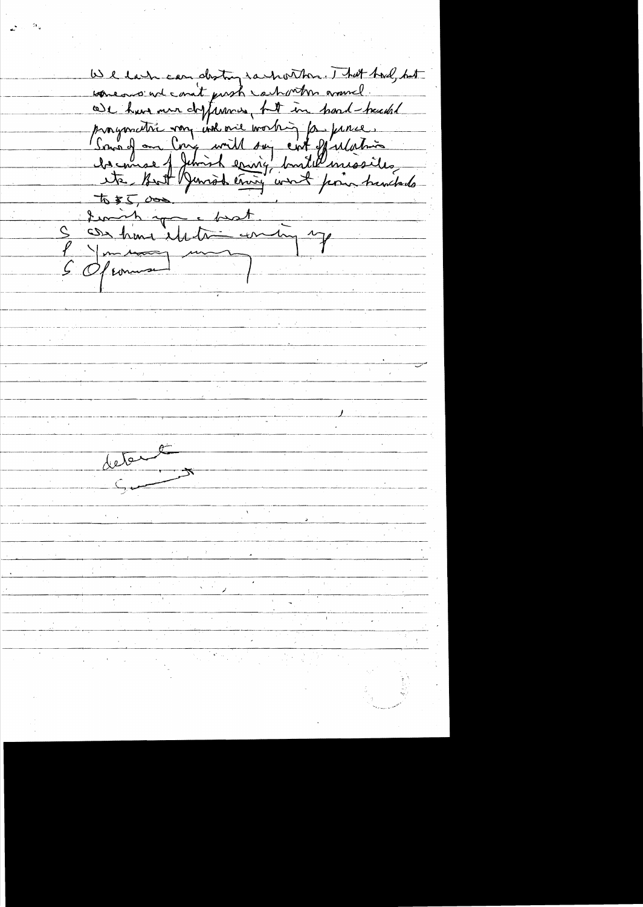We each can destroy each other. That bad, but worse is we can't push each other around.
We have our differences, but in hard-headed pragmatic way we are working for peace.
Some of our Cong will say cut off relations because of Jewish emig, limit missiles etc. But Jewish emig went from hundreds to 35,000.

I wish you a best.

S We have election coming up

P You may

S Of course

detente

S